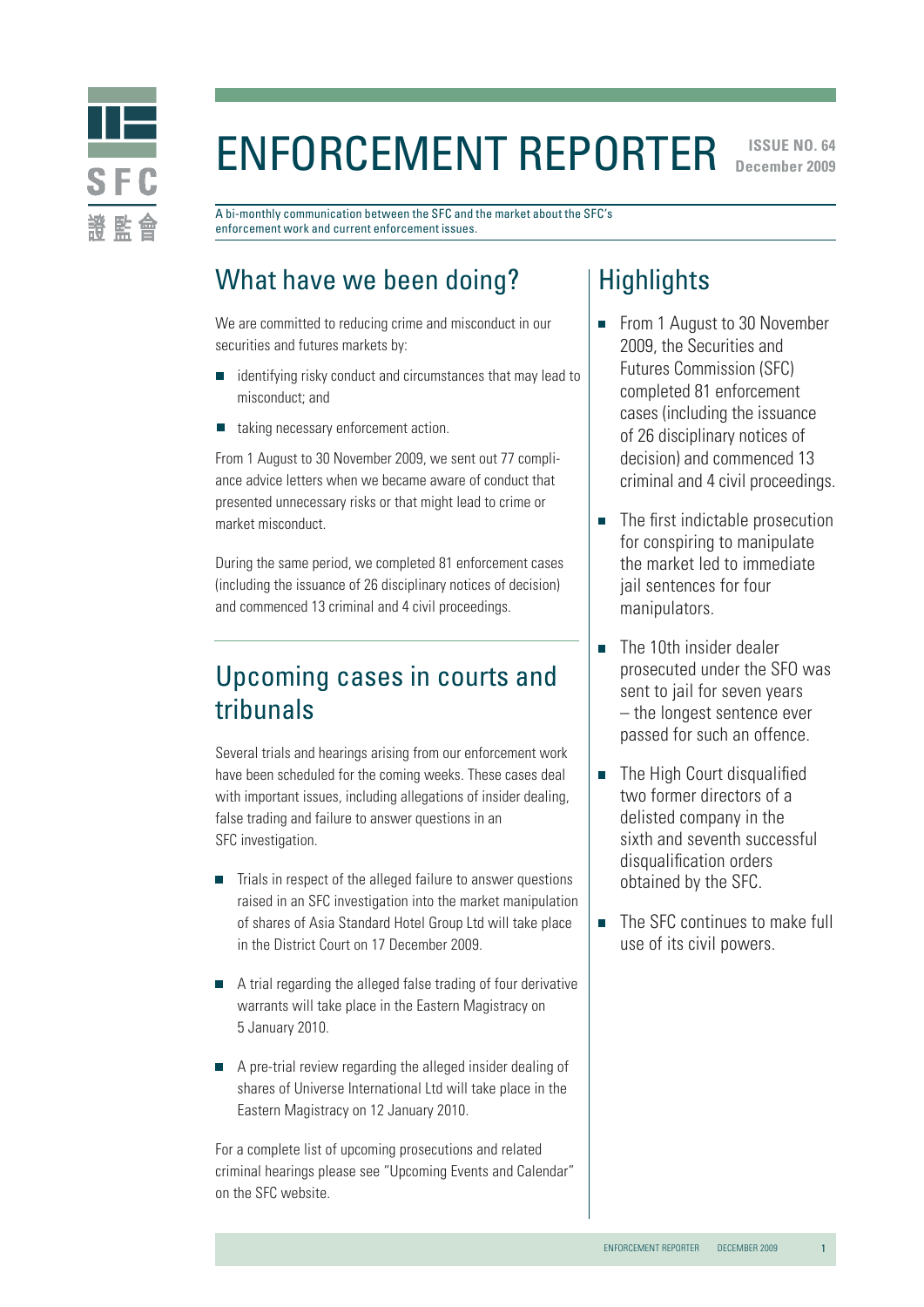# ENFORCEMENT REPORTER

**ISSUE NO. 64**
**December 2009**

A bi-monthly communication between the SFC and the market about the SFC's enforcement work and current enforcement issues.

## What have we been doing?

We are committed to reducing crime and misconduct in our securities and futures markets by:

- identifying risky conduct and circumstances that may lead to misconduct; and
- taking necessary enforcement action.

From 1 August to 30 November 2009, we sent out 77 compliance advice letters when we became aware of conduct that presented unnecessary risks or that might lead to crime or market misconduct.

During the same period, we completed 81 enforcement cases (including the issuance of 26 disciplinary notices of decision) and commenced 13 criminal and 4 civil proceedings.

## Upcoming cases in courts and tribunals

Several trials and hearings arising from our enforcement work have been scheduled for the coming weeks. These cases deal with important issues, including allegations of insider dealing, false trading and failure to answer questions in an SFC investigation.

- Trials in respect of the alleged failure to answer questions raised in an SFC investigation into the market manipulation of shares of Asia Standard Hotel Group Ltd will take place in the District Court on 17 December 2009.
- A trial regarding the alleged false trading of four derivative warrants will take place in the Eastern Magistracy on 5 January 2010.
- A pre-trial review regarding the alleged insider dealing of shares of Universe International Ltd will take place in the Eastern Magistracy on 12 January 2010.

For a complete list of upcoming prosecutions and related criminal hearings please see "Upcoming Events and Calendar" on the SFC website.

## Highlights

- From 1 August to 30 November 2009, the Securities and Futures Commission (SFC) completed 81 enforcement cases (including the issuance of 26 disciplinary notices of decision) and commenced 13 criminal and 4 civil proceedings.
- The first indictable prosecution for conspiring to manipulate the market led to immediate jail sentences for four manipulators.
- The 10th insider dealer prosecuted under the SFO was sent to jail for seven years – the longest sentence ever passed for such an offence.
- The High Court disqualified two former directors of a delisted company in the sixth and seventh successful disqualification orders obtained by the SFC.
- The SFC continues to make full use of its civil powers.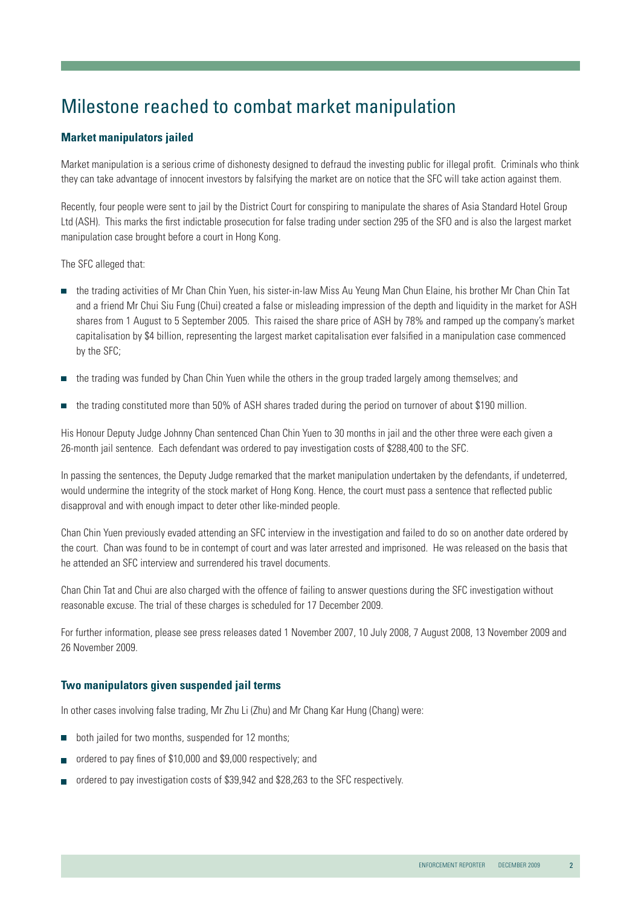# Milestone reached to combat market manipulation

### Market manipulators jailed

Market manipulation is a serious crime of dishonesty designed to defraud the investing public for illegal profit. Criminals who think they can take advantage of innocent investors by falsifying the market are on notice that the SFC will take action against them.

Recently, four people were sent to jail by the District Court for conspiring to manipulate the shares of Asia Standard Hotel Group Ltd (ASH). This marks the first indictable prosecution for false trading under section 295 of the SFO and is also the largest market manipulation case brought before a court in Hong Kong.

The SFC alleged that:

- the trading activities of Mr Chan Chin Yuen, his sister-in-law Miss Au Yeung Man Chun Elaine, his brother Mr Chan Chin Tat and a friend Mr Chui Siu Fung (Chui) created a false or misleading impression of the depth and liquidity in the market for ASH shares from 1 August to 5 September 2005. This raised the share price of ASH by 78% and ramped up the company's market capitalisation by $4 billion, representing the largest market capitalisation ever falsified in a manipulation case commenced by the SFC;
- the trading was funded by Chan Chin Yuen while the others in the group traded largely among themselves; and
- the trading constituted more than 50% of ASH shares traded during the period on turnover of about $190 million.

His Honour Deputy Judge Johnny Chan sentenced Chan Chin Yuen to 30 months in jail and the other three were each given a 26-month jail sentence. Each defendant was ordered to pay investigation costs of $288,400 to the SFC.

In passing the sentences, the Deputy Judge remarked that the market manipulation undertaken by the defendants, if undeterred, would undermine the integrity of the stock market of Hong Kong. Hence, the court must pass a sentence that reflected public disapproval and with enough impact to deter other like-minded people.

Chan Chin Yuen previously evaded attending an SFC interview in the investigation and failed to do so on another date ordered by the court. Chan was found to be in contempt of court and was later arrested and imprisoned. He was released on the basis that he attended an SFC interview and surrendered his travel documents.

Chan Chin Tat and Chui are also charged with the offence of failing to answer questions during the SFC investigation without reasonable excuse. The trial of these charges is scheduled for 17 December 2009.

For further information, please see press releases dated 1 November 2007, 10 July 2008, 7 August 2008, 13 November 2009 and 26 November 2009.

### Two manipulators given suspended jail terms

In other cases involving false trading, Mr Zhu Li (Zhu) and Mr Chang Kar Hung (Chang) were:

- both jailed for two months, suspended for 12 months;
- ordered to pay fines of $10,000 and $9,000 respectively; and
- ordered to pay investigation costs of $39,942 and $28,263 to the SFC respectively.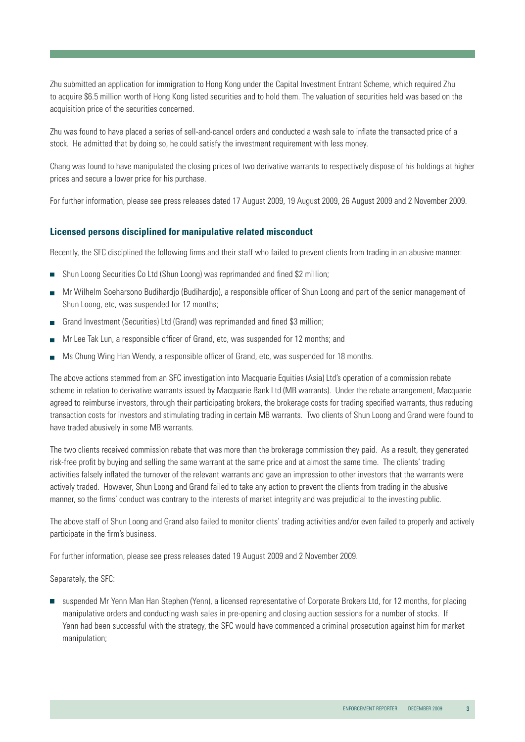Zhu submitted an application for immigration to Hong Kong under the Capital Investment Entrant Scheme, which required Zhu to acquire $6.5 million worth of Hong Kong listed securities and to hold them. The valuation of securities held was based on the acquisition price of the securities concerned.

Zhu was found to have placed a series of sell-and-cancel orders and conducted a wash sale to inflate the transacted price of a stock. He admitted that by doing so, he could satisfy the investment requirement with less money.

Chang was found to have manipulated the closing prices of two derivative warrants to respectively dispose of his holdings at higher prices and secure a lower price for his purchase.

For further information, please see press releases dated 17 August 2009, 19 August 2009, 26 August 2009 and 2 November 2009.

### Licensed persons disciplined for manipulative related misconduct

Recently, the SFC disciplined the following firms and their staff who failed to prevent clients from trading in an abusive manner:

- Shun Loong Securities Co Ltd (Shun Loong) was reprimanded and fined $2 million;
- Mr Wilhelm Soeharsono Budihardjo (Budihardjo), a responsible officer of Shun Loong and part of the senior management of Shun Loong, etc, was suspended for 12 months;
- Grand Investment (Securities) Ltd (Grand) was reprimanded and fined $3 million;
- Mr Lee Tak Lun, a responsible officer of Grand, etc, was suspended for 12 months; and
- Ms Chung Wing Han Wendy, a responsible officer of Grand, etc, was suspended for 18 months.

The above actions stemmed from an SFC investigation into Macquarie Equities (Asia) Ltd's operation of a commission rebate scheme in relation to derivative warrants issued by Macquarie Bank Ltd (MB warrants). Under the rebate arrangement, Macquarie agreed to reimburse investors, through their participating brokers, the brokerage costs for trading specified warrants, thus reducing transaction costs for investors and stimulating trading in certain MB warrants. Two clients of Shun Loong and Grand were found to have traded abusively in some MB warrants.

The two clients received commission rebate that was more than the brokerage commission they paid. As a result, they generated risk-free profit by buying and selling the same warrant at the same price and at almost the same time. The clients' trading activities falsely inflated the turnover of the relevant warrants and gave an impression to other investors that the warrants were actively traded. However, Shun Loong and Grand failed to take any action to prevent the clients from trading in the abusive manner, so the firms' conduct was contrary to the interests of market integrity and was prejudicial to the investing public.

The above staff of Shun Loong and Grand also failed to monitor clients' trading activities and/or even failed to properly and actively participate in the firm's business.

For further information, please see press releases dated 19 August 2009 and 2 November 2009.

Separately, the SFC:

- suspended Mr Yenn Man Han Stephen (Yenn), a licensed representative of Corporate Brokers Ltd, for 12 months, for placing manipulative orders and conducting wash sales in pre-opening and closing auction sessions for a number of stocks. If Yenn had been successful with the strategy, the SFC would have commenced a criminal prosecution against him for market manipulation;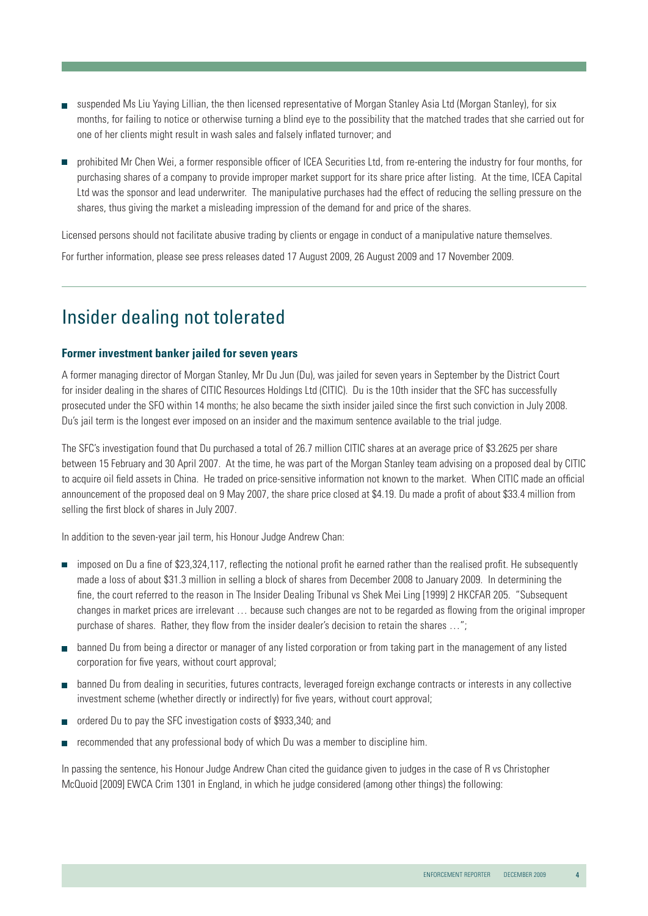- suspended Ms Liu Yaying Lillian, the then licensed representative of Morgan Stanley Asia Ltd (Morgan Stanley), for six months, for failing to notice or otherwise turning a blind eye to the possibility that the matched trades that she carried out for one of her clients might result in wash sales and falsely inflated turnover; and
- prohibited Mr Chen Wei, a former responsible officer of ICEA Securities Ltd, from re-entering the industry for four months, for purchasing shares of a company to provide improper market support for its share price after listing. At the time, ICEA Capital Ltd was the sponsor and lead underwriter. The manipulative purchases had the effect of reducing the selling pressure on the shares, thus giving the market a misleading impression of the demand for and price of the shares.

Licensed persons should not facilitate abusive trading by clients or engage in conduct of a manipulative nature themselves.

For further information, please see press releases dated 17 August 2009, 26 August 2009 and 17 November 2009.

## Insider dealing not tolerated

### Former investment banker jailed for seven years

A former managing director of Morgan Stanley, Mr Du Jun (Du), was jailed for seven years in September by the District Court for insider dealing in the shares of CITIC Resources Holdings Ltd (CITIC). Du is the 10th insider that the SFC has successfully prosecuted under the SFO within 14 months; he also became the sixth insider jailed since the first such conviction in July 2008. Du's jail term is the longest ever imposed on an insider and the maximum sentence available to the trial judge.

The SFC's investigation found that Du purchased a total of 26.7 million CITIC shares at an average price of $3.2625 per share between 15 February and 30 April 2007. At the time, he was part of the Morgan Stanley team advising on a proposed deal by CITIC to acquire oil field assets in China. He traded on price-sensitive information not known to the market. When CITIC made an official announcement of the proposed deal on 9 May 2007, the share price closed at $4.19. Du made a profit of about $33.4 million from selling the first block of shares in July 2007.

In addition to the seven-year jail term, his Honour Judge Andrew Chan:

- imposed on Du a fine of $23,324,117, reflecting the notional profit he earned rather than the realised profit. He subsequently made a loss of about $31.3 million in selling a block of shares from December 2008 to January 2009. In determining the fine, the court referred to the reason in The Insider Dealing Tribunal vs Shek Mei Ling [1999] 2 HKCFAR 205. "Subsequent changes in market prices are irrelevant … because such changes are not to be regarded as flowing from the original improper purchase of shares. Rather, they flow from the insider dealer's decision to retain the shares …";
- banned Du from being a director or manager of any listed corporation or from taking part in the management of any listed corporation for five years, without court approval;
- banned Du from dealing in securities, futures contracts, leveraged foreign exchange contracts or interests in any collective investment scheme (whether directly or indirectly) for five years, without court approval;
- ordered Du to pay the SFC investigation costs of $933,340; and
- recommended that any professional body of which Du was a member to discipline him.

In passing the sentence, his Honour Judge Andrew Chan cited the guidance given to judges in the case of R vs Christopher McQuoid [2009] EWCA Crim 1301 in England, in which he judge considered (among other things) the following: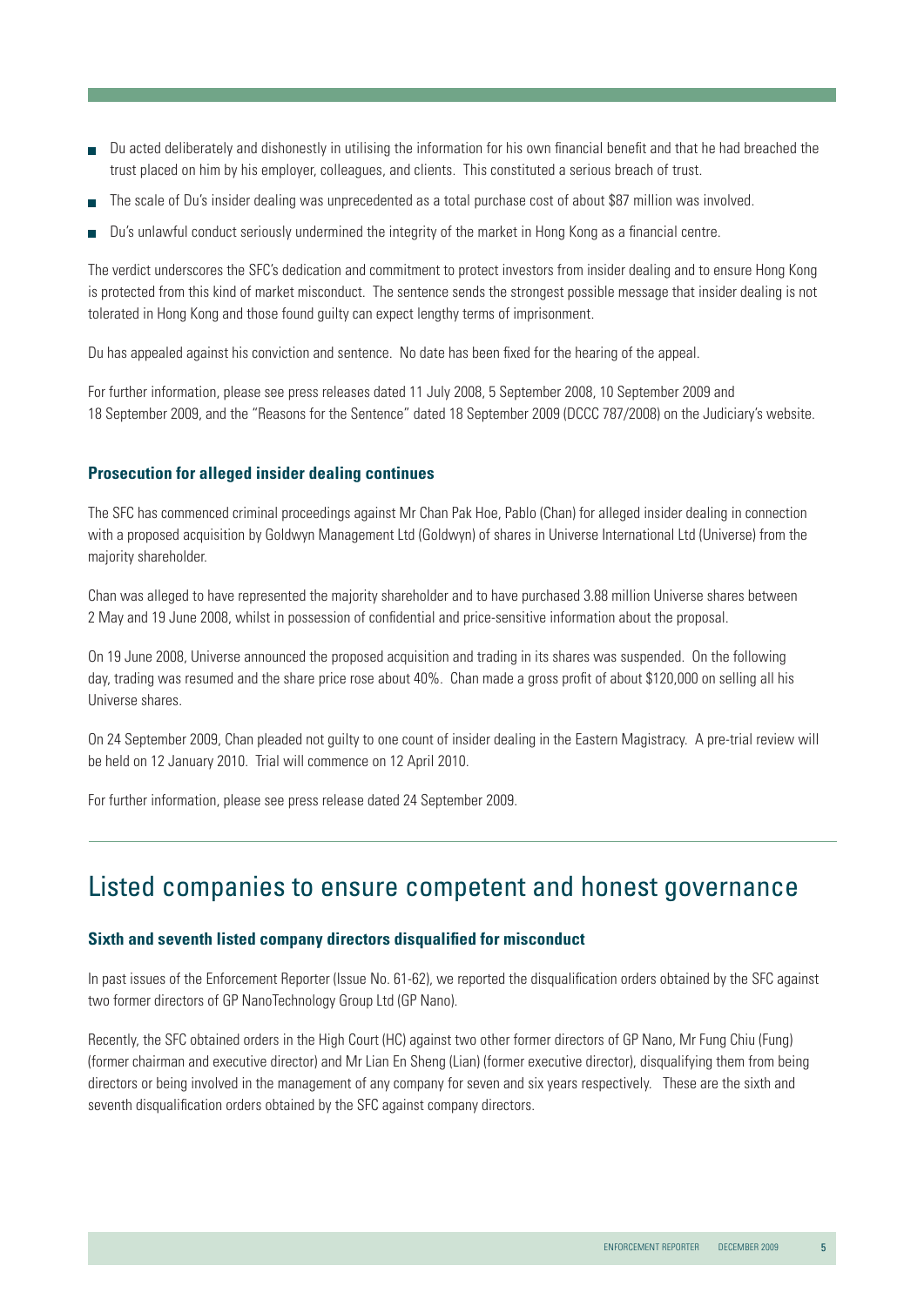- Du acted deliberately and dishonestly in utilising the information for his own financial benefit and that he had breached the trust placed on him by his employer, colleagues, and clients. This constituted a serious breach of trust.
- The scale of Du's insider dealing was unprecedented as a total purchase cost of about $87 million was involved.
- Du's unlawful conduct seriously undermined the integrity of the market in Hong Kong as a financial centre.

The verdict underscores the SFC's dedication and commitment to protect investors from insider dealing and to ensure Hong Kong is protected from this kind of market misconduct. The sentence sends the strongest possible message that insider dealing is not tolerated in Hong Kong and those found guilty can expect lengthy terms of imprisonment.

Du has appealed against his conviction and sentence. No date has been fixed for the hearing of the appeal.

For further information, please see press releases dated 11 July 2008, 5 September 2008, 10 September 2009 and 18 September 2009, and the "Reasons for the Sentence" dated 18 September 2009 (DCCC 787/2008) on the Judiciary's website.

### Prosecution for alleged insider dealing continues

The SFC has commenced criminal proceedings against Mr Chan Pak Hoe, Pablo (Chan) for alleged insider dealing in connection with a proposed acquisition by Goldwyn Management Ltd (Goldwyn) of shares in Universe International Ltd (Universe) from the majority shareholder.

Chan was alleged to have represented the majority shareholder and to have purchased 3.88 million Universe shares between 2 May and 19 June 2008, whilst in possession of confidential and price-sensitive information about the proposal.

On 19 June 2008, Universe announced the proposed acquisition and trading in its shares was suspended. On the following day, trading was resumed and the share price rose about 40%. Chan made a gross profit of about $120,000 on selling all his Universe shares.

On 24 September 2009, Chan pleaded not guilty to one count of insider dealing in the Eastern Magistracy. A pre-trial review will be held on 12 January 2010. Trial will commence on 12 April 2010.

For further information, please see press release dated 24 September 2009.

## Listed companies to ensure competent and honest governance

### Sixth and seventh listed company directors disqualified for misconduct

In past issues of the Enforcement Reporter (Issue No. 61-62), we reported the disqualification orders obtained by the SFC against two former directors of GP NanoTechnology Group Ltd (GP Nano).

Recently, the SFC obtained orders in the High Court (HC) against two other former directors of GP Nano, Mr Fung Chiu (Fung) (former chairman and executive director) and Mr Lian En Sheng (Lian) (former executive director), disqualifying them from being directors or being involved in the management of any company for seven and six years respectively. These are the sixth and seventh disqualification orders obtained by the SFC against company directors.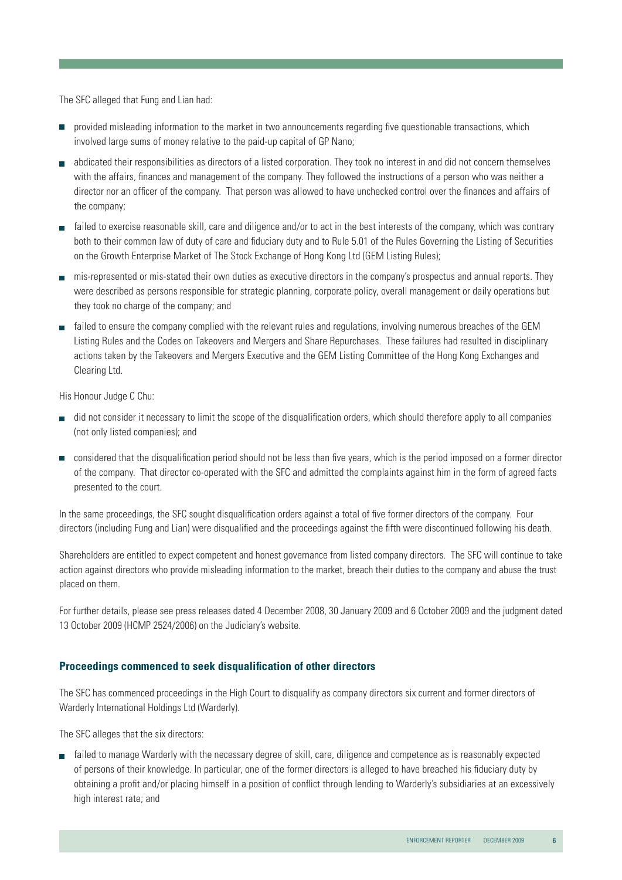The SFC alleged that Fung and Lian had:

- provided misleading information to the market in two announcements regarding five questionable transactions, which involved large sums of money relative to the paid-up capital of GP Nano;
- abdicated their responsibilities as directors of a listed corporation. They took no interest in and did not concern themselves with the affairs, finances and management of the company. They followed the instructions of a person who was neither a director nor an officer of the company. That person was allowed to have unchecked control over the finances and affairs of the company;
- failed to exercise reasonable skill, care and diligence and/or to act in the best interests of the company, which was contrary both to their common law of duty of care and fiduciary duty and to Rule 5.01 of the Rules Governing the Listing of Securities on the Growth Enterprise Market of The Stock Exchange of Hong Kong Ltd (GEM Listing Rules);
- mis-represented or mis-stated their own duties as executive directors in the company's prospectus and annual reports. They were described as persons responsible for strategic planning, corporate policy, overall management or daily operations but they took no charge of the company; and
- failed to ensure the company complied with the relevant rules and regulations, involving numerous breaches of the GEM Listing Rules and the Codes on Takeovers and Mergers and Share Repurchases. These failures had resulted in disciplinary actions taken by the Takeovers and Mergers Executive and the GEM Listing Committee of the Hong Kong Exchanges and Clearing Ltd.

His Honour Judge C Chu:

- did not consider it necessary to limit the scope of the disqualification orders, which should therefore apply to all companies (not only listed companies); and
- considered that the disqualification period should not be less than five years, which is the period imposed on a former director of the company. That director co-operated with the SFC and admitted the complaints against him in the form of agreed facts presented to the court.

In the same proceedings, the SFC sought disqualification orders against a total of five former directors of the company. Four directors (including Fung and Lian) were disqualified and the proceedings against the fifth were discontinued following his death.

Shareholders are entitled to expect competent and honest governance from listed company directors. The SFC will continue to take action against directors who provide misleading information to the market, breach their duties to the company and abuse the trust placed on them.

For further details, please see press releases dated 4 December 2008, 30 January 2009 and 6 October 2009 and the judgment dated 13 October 2009 (HCMP 2524/2006) on the Judiciary's website.

### Proceedings commenced to seek disqualification of other directors

The SFC has commenced proceedings in the High Court to disqualify as company directors six current and former directors of Warderly International Holdings Ltd (Warderly).

The SFC alleges that the six directors:

- failed to manage Warderly with the necessary degree of skill, care, diligence and competence as is reasonably expected of persons of their knowledge. In particular, one of the former directors is alleged to have breached his fiduciary duty by obtaining a profit and/or placing himself in a position of conflict through lending to Warderly's subsidiaries at an excessively high interest rate; and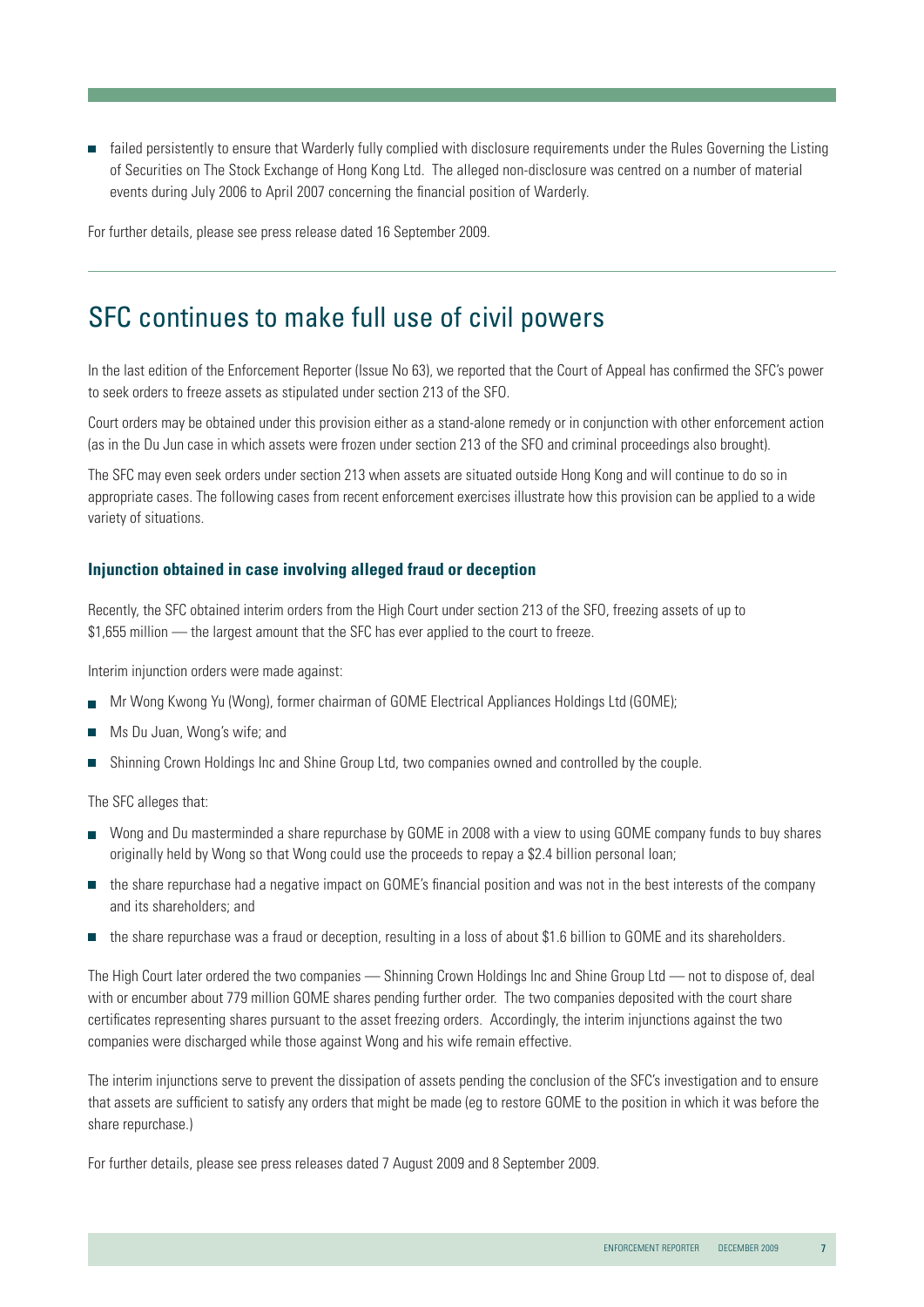- failed persistently to ensure that Warderly fully complied with disclosure requirements under the Rules Governing the Listing of Securities on The Stock Exchange of Hong Kong Ltd. The alleged non-disclosure was centred on a number of material events during July 2006 to April 2007 concerning the financial position of Warderly.

For further details, please see press release dated 16 September 2009.

## SFC continues to make full use of civil powers

In the last edition of the Enforcement Reporter (Issue No 63), we reported that the Court of Appeal has confirmed the SFC's power to seek orders to freeze assets as stipulated under section 213 of the SFO.

Court orders may be obtained under this provision either as a stand-alone remedy or in conjunction with other enforcement action (as in the Du Jun case in which assets were frozen under section 213 of the SFO and criminal proceedings also brought).

The SFC may even seek orders under section 213 when assets are situated outside Hong Kong and will continue to do so in appropriate cases. The following cases from recent enforcement exercises illustrate how this provision can be applied to a wide variety of situations.

### Injunction obtained in case involving alleged fraud or deception

Recently, the SFC obtained interim orders from the High Court under section 213 of the SFO, freezing assets of up to $1,655 million — the largest amount that the SFC has ever applied to the court to freeze.

Interim injunction orders were made against:

- Mr Wong Kwong Yu (Wong), former chairman of GOME Electrical Appliances Holdings Ltd (GOME);
- Ms Du Juan, Wong's wife; and
- Shinning Crown Holdings Inc and Shine Group Ltd, two companies owned and controlled by the couple.

The SFC alleges that:

- Wong and Du masterminded a share repurchase by GOME in 2008 with a view to using GOME company funds to buy shares originally held by Wong so that Wong could use the proceeds to repay a $2.4 billion personal loan;
- the share repurchase had a negative impact on GOME's financial position and was not in the best interests of the company and its shareholders; and
- the share repurchase was a fraud or deception, resulting in a loss of about $1.6 billion to GOME and its shareholders.

The High Court later ordered the two companies — Shinning Crown Holdings Inc and Shine Group Ltd — not to dispose of, deal with or encumber about 779 million GOME shares pending further order. The two companies deposited with the court share certificates representing shares pursuant to the asset freezing orders. Accordingly, the interim injunctions against the two companies were discharged while those against Wong and his wife remain effective.

The interim injunctions serve to prevent the dissipation of assets pending the conclusion of the SFC's investigation and to ensure that assets are sufficient to satisfy any orders that might be made (eg to restore GOME to the position in which it was before the share repurchase.)

For further details, please see press releases dated 7 August 2009 and 8 September 2009.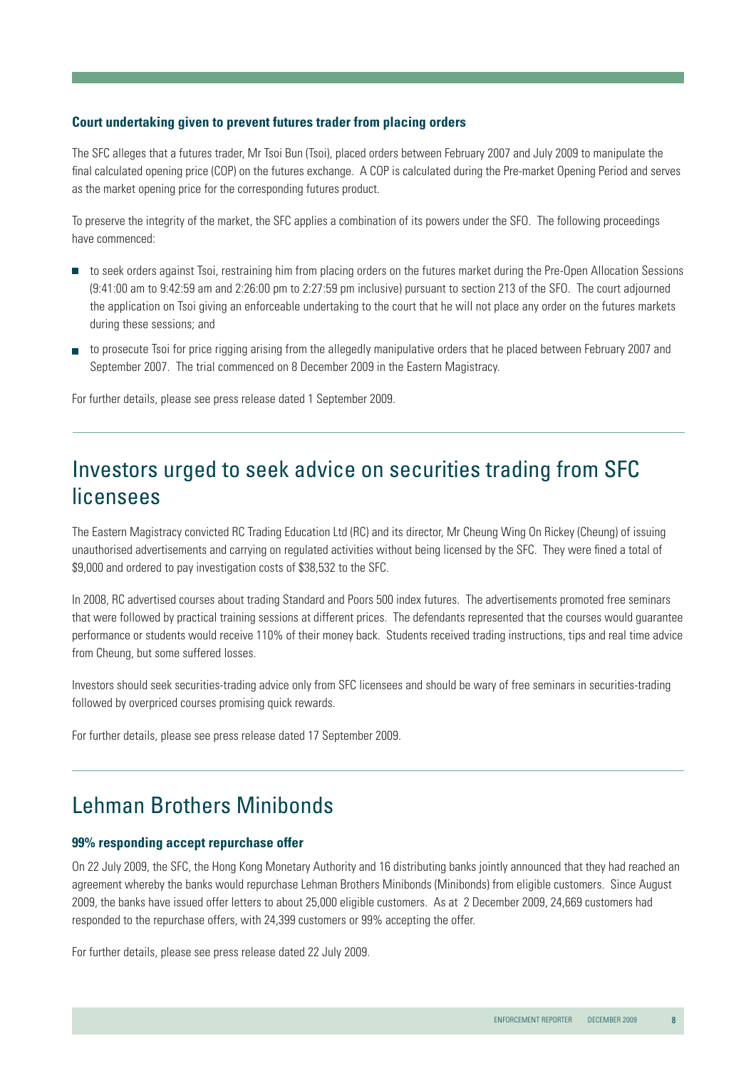### Court undertaking given to prevent futures trader from placing orders

The SFC alleges that a futures trader, Mr Tsoi Bun (Tsoi), placed orders between February 2007 and July 2009 to manipulate the final calculated opening price (COP) on the futures exchange. A COP is calculated during the Pre-market Opening Period and serves as the market opening price for the corresponding futures product.

To preserve the integrity of the market, the SFC applies a combination of its powers under the SFO. The following proceedings have commenced:

- to seek orders against Tsoi, restraining him from placing orders on the futures market during the Pre-Open Allocation Sessions (9:41:00 am to 9:42:59 am and 2:26:00 pm to 2:27:59 pm inclusive) pursuant to section 213 of the SFO. The court adjourned the application on Tsoi giving an enforceable undertaking to the court that he will not place any order on the futures markets during these sessions; and
- to prosecute Tsoi for price rigging arising from the allegedly manipulative orders that he placed between February 2007 and September 2007. The trial commenced on 8 December 2009 in the Eastern Magistracy.

For further details, please see press release dated 1 September 2009.

## Investors urged to seek advice on securities trading from SFC licensees

The Eastern Magistracy convicted RC Trading Education Ltd (RC) and its director, Mr Cheung Wing On Rickey (Cheung) of issuing unauthorised advertisements and carrying on regulated activities without being licensed by the SFC. They were fined a total of $9,000 and ordered to pay investigation costs of $38,532 to the SFC.

In 2008, RC advertised courses about trading Standard and Poors 500 index futures. The advertisements promoted free seminars that were followed by practical training sessions at different prices. The defendants represented that the courses would guarantee performance or students would receive 110% of their money back. Students received trading instructions, tips and real time advice from Cheung, but some suffered losses.

Investors should seek securities-trading advice only from SFC licensees and should be wary of free seminars in securities-trading followed by overpriced courses promising quick rewards.

For further details, please see press release dated 17 September 2009.

## Lehman Brothers Minibonds

### 99% responding accept repurchase offer

On 22 July 2009, the SFC, the Hong Kong Monetary Authority and 16 distributing banks jointly announced that they had reached an agreement whereby the banks would repurchase Lehman Brothers Minibonds (Minibonds) from eligible customers. Since August 2009, the banks have issued offer letters to about 25,000 eligible customers. As at 2 December 2009, 24,669 customers had responded to the repurchase offers, with 24,399 customers or 99% accepting the offer.

For further details, please see press release dated 22 July 2009.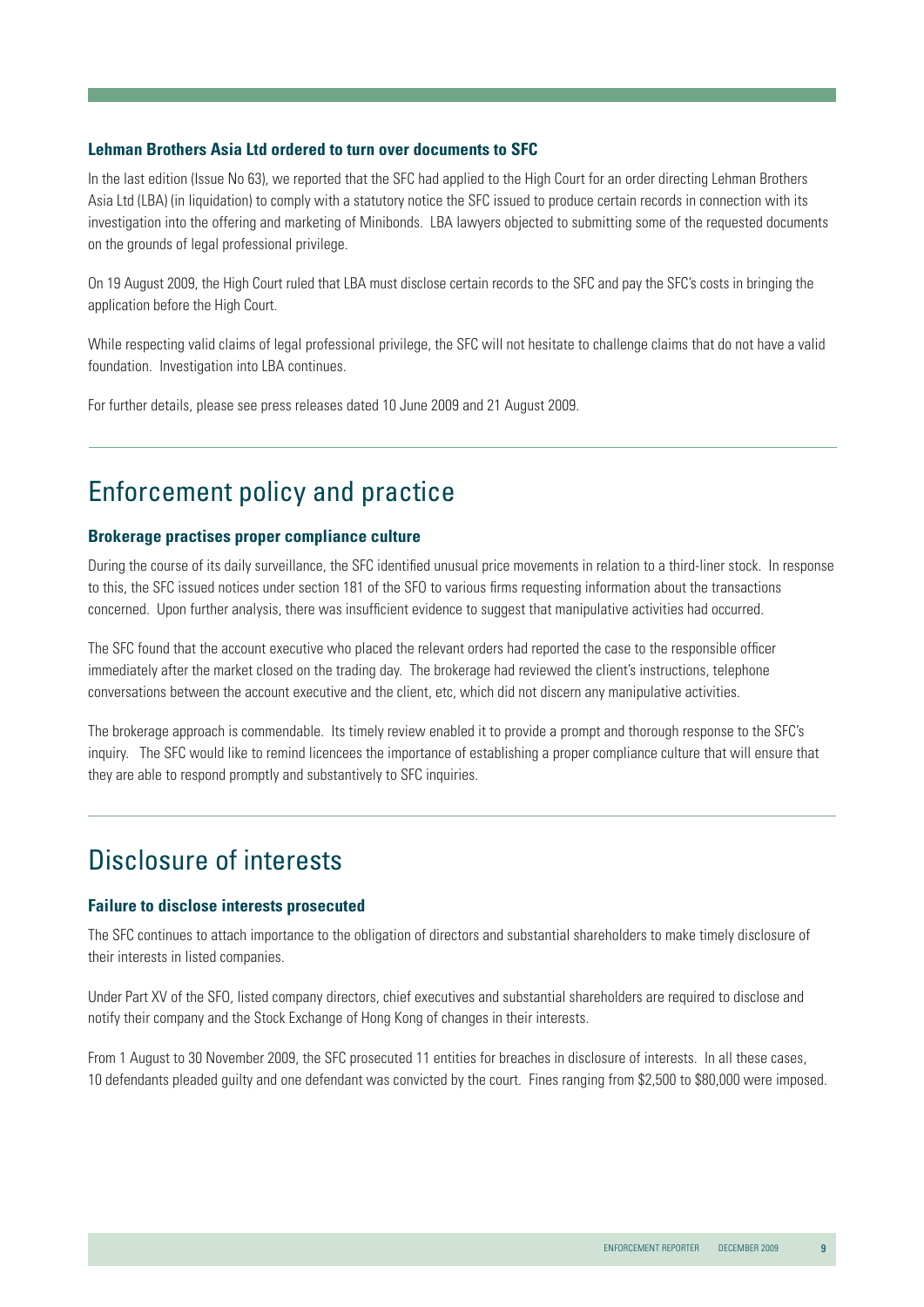### Lehman Brothers Asia Ltd ordered to turn over documents to SFC

In the last edition (Issue No 63), we reported that the SFC had applied to the High Court for an order directing Lehman Brothers Asia Ltd (LBA) (in liquidation) to comply with a statutory notice the SFC issued to produce certain records in connection with its investigation into the offering and marketing of Minibonds. LBA lawyers objected to submitting some of the requested documents on the grounds of legal professional privilege.

On 19 August 2009, the High Court ruled that LBA must disclose certain records to the SFC and pay the SFC's costs in bringing the application before the High Court.

While respecting valid claims of legal professional privilege, the SFC will not hesitate to challenge claims that do not have a valid foundation. Investigation into LBA continues.

For further details, please see press releases dated 10 June 2009 and 21 August 2009.

## Enforcement policy and practice

### Brokerage practises proper compliance culture

During the course of its daily surveillance, the SFC identified unusual price movements in relation to a third-liner stock. In response to this, the SFC issued notices under section 181 of the SFO to various firms requesting information about the transactions concerned. Upon further analysis, there was insufficient evidence to suggest that manipulative activities had occurred.

The SFC found that the account executive who placed the relevant orders had reported the case to the responsible officer immediately after the market closed on the trading day. The brokerage had reviewed the client's instructions, telephone conversations between the account executive and the client, etc, which did not discern any manipulative activities.

The brokerage approach is commendable. Its timely review enabled it to provide a prompt and thorough response to the SFC's inquiry. The SFC would like to remind licencees the importance of establishing a proper compliance culture that will ensure that they are able to respond promptly and substantively to SFC inquiries.

## Disclosure of interests

### Failure to disclose interests prosecuted

The SFC continues to attach importance to the obligation of directors and substantial shareholders to make timely disclosure of their interests in listed companies.

Under Part XV of the SFO, listed company directors, chief executives and substantial shareholders are required to disclose and notify their company and the Stock Exchange of Hong Kong of changes in their interests.

From 1 August to 30 November 2009, the SFC prosecuted 11 entities for breaches in disclosure of interests. In all these cases, 10 defendants pleaded guilty and one defendant was convicted by the court. Fines ranging from $2,500 to $80,000 were imposed.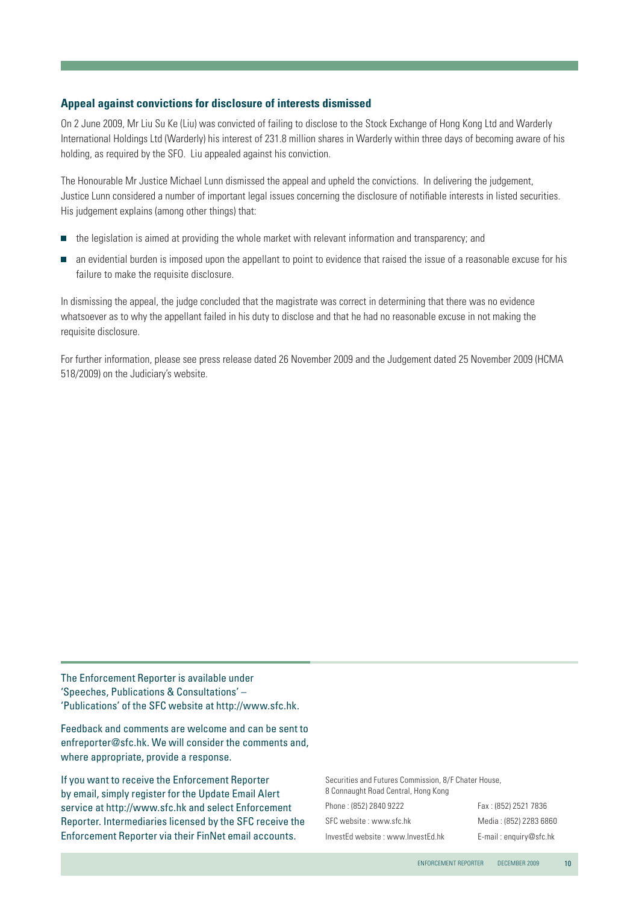### Appeal against convictions for disclosure of interests dismissed

On 2 June 2009, Mr Liu Su Ke (Liu) was convicted of failing to disclose to the Stock Exchange of Hong Kong Ltd and Warderly International Holdings Ltd (Warderly) his interest of 231.8 million shares in Warderly within three days of becoming aware of his holding, as required by the SFO. Liu appealed against his conviction.

The Honourable Mr Justice Michael Lunn dismissed the appeal and upheld the convictions. In delivering the judgement, Justice Lunn considered a number of important legal issues concerning the disclosure of notifiable interests in listed securities. His judgement explains (among other things) that:

- the legislation is aimed at providing the whole market with relevant information and transparency; and
- an evidential burden is imposed upon the appellant to point to evidence that raised the issue of a reasonable excuse for his failure to make the requisite disclosure.

In dismissing the appeal, the judge concluded that the magistrate was correct in determining that there was no evidence whatsoever as to why the appellant failed in his duty to disclose and that he had no reasonable excuse in not making the requisite disclosure.

For further information, please see press release dated 26 November 2009 and the Judgement dated 25 November 2009 (HCMA 518/2009) on the Judiciary's website.

---

The Enforcement Reporter is available under 'Speeches, Publications & Consultations' – 'Publications' of the SFC website at http://www.sfc.hk.

Feedback and comments are welcome and can be sent to enfreporter@sfc.hk. We will consider the comments and, where appropriate, provide a response.

If you want to receive the Enforcement Reporter by email, simply register for the Update Email Alert service at http://www.sfc.hk and select Enforcement Reporter. Intermediaries licensed by the SFC receive the Enforcement Reporter via their FinNet email accounts.

Securities and Futures Commission, 8/F Chater House,
8 Connaught Road Central, Hong Kong

Phone : (852) 2840 9222
Fax : (852) 2521 7836
SFC website : www.sfc.hk
Media : (852) 2283 6860
InvestEd website : www.InvestEd.hk
E-mail : enquiry@sfc.hk